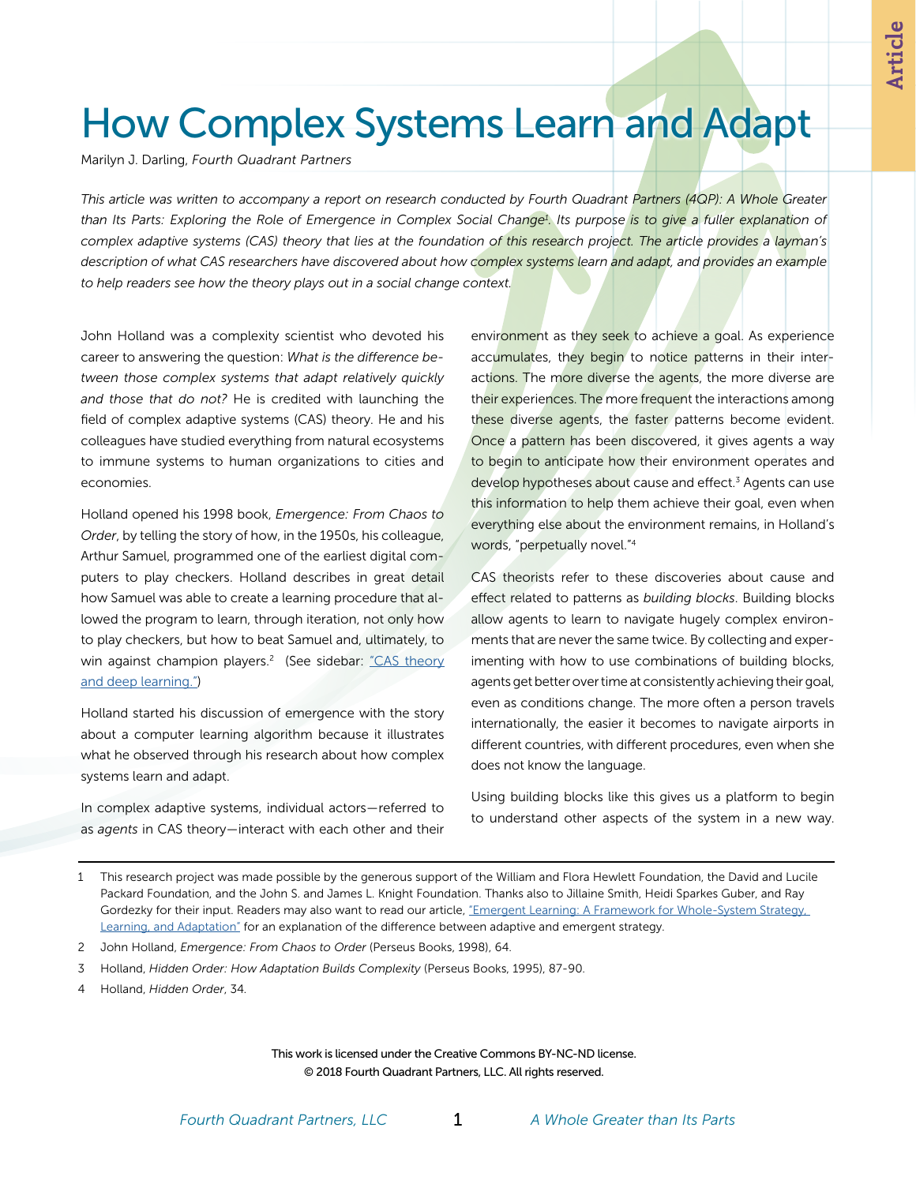# How Complex Systems Learn and Adapt

Marilyn J. Darling, *Fourth Quadrant Partners*

*This article was written to accompany a report on research conducted by Fourth Quadrant Partners (4QP): A Whole Greater than Its Parts: Exploring the Role of Emergence in Complex Social Change[1]. Its purpose is to give a fuller explanation of complex adaptive systems (CAS) theory that lies at the foundation of this research project. The article provides a layman's description of what CAS researchers have discovered about how complex systems learn and adapt, and provides an example to help readers see how the theory plays out in a social change context.*

John Holland was a complexity scientist who devoted his career to answering the question: *What is the difference between those complex systems that adapt relatively quickly and those that do not?* He is credited with launching the field of complex adaptive systems (CAS) theory. He and his colleagues have studied everything from natural ecosystems to immune systems to human organizations to cities and economies.

Holland opened his 1998 book, *Emergence: From Chaos to Order*, by telling the story of how, in the 1950s, his colleague, Arthur Samuel, programmed one of the earliest digital computers to play checkers. Holland describes in great detail how Samuel was able to create a learning procedure that allowed the program to learn, through iteration, not only how to play checkers, but how to beat Samuel and, ultimately, to win against champion players.[2] (See sidebar: "CAS theory and deep learning.")

Holland started his discussion of emergence with the story about a computer learning algorithm because it illustrates what he observed through his research about how complex systems learn and adapt.

In complex adaptive systems, individual actors—referred to as *agents* in CAS theory—interact with each other and their environment as they seek to achieve a goal. As experience accumulates, they begin to notice patterns in their interactions. The more diverse the agents, the more diverse are their experiences. The more frequent the interactions among these diverse agents, the faster patterns become evident. Once a pattern has been discovered, it gives agents a way to begin to anticipate how their environment operates and develop hypotheses about cause and effect.[3] Agents can use this information to help them achieve their goal, even when everything else about the environment remains, in Holland's words, "perpetually novel."[4]

CAS theorists refer to these discoveries about cause and effect related to patterns as *building blocks*. Building blocks allow agents to learn to navigate hugely complex environments that are never the same twice. By collecting and experimenting with how to use combinations of building blocks, agents get better over time at consistently achieving their goal, even as conditions change. The more often a person travels internationally, the easier it becomes to navigate airports in different countries, with different procedures, even when she does not know the language.

Using building blocks like this gives us a platform to begin to understand other aspects of the system in a new way.

---

1 This research project was made possible by the generous support of the William and Flora Hewlett Foundation, the David and Lucile Packard Foundation, and the John S. and James L. Knight Foundation. Thanks also to Jillaine Smith, Heidi Sparkes Guber, and Ray Gordezky for their input. Readers may also want to read our article, "Emergent Learning: A Framework for Whole-System Strategy, Learning, and Adaptation" for an explanation of the difference between adaptive and emergent strategy.

2 John Holland, *Emergence: From Chaos to Order* (Perseus Books, 1998), 64.

3 Holland, *Hidden Order: How Adaptation Builds Complexity* (Perseus Books, 1995), 87-90.

4 Holland, *Hidden Order*, 34.

This work is licensed under the Creative Commons BY-NC-ND license.
© 2018 Fourth Quadrant Partners, LLC. All rights reserved.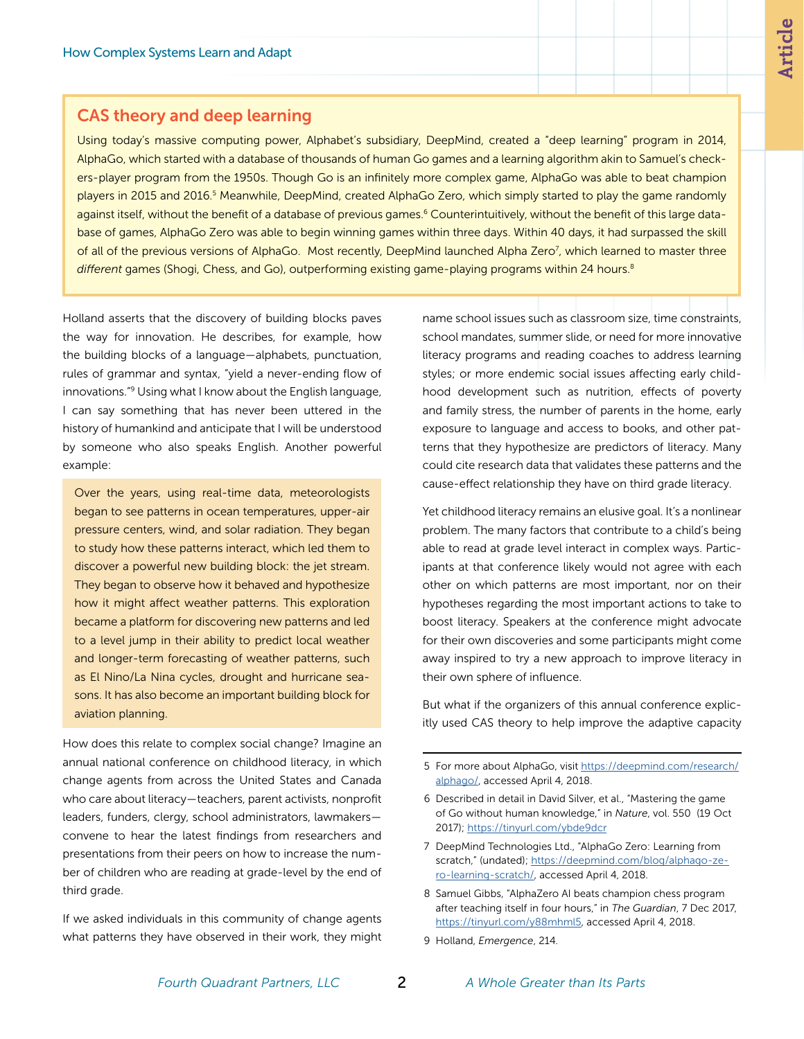## CAS theory and deep learning

Using today's massive computing power, Alphabet's subsidiary, DeepMind, created a "deep learning" program in 2014, AlphaGo, which started with a database of thousands of human Go games and a learning algorithm akin to Samuel's checkers-player program from the 1950s. Though Go is an infinitely more complex game, AlphaGo was able to beat champion players in 2015 and 2016.[5] Meanwhile, DeepMind, created AlphaGo Zero, which simply started to play the game randomly against itself, without the benefit of a database of previous games.[6] Counterintuitively, without the benefit of this large database of games, AlphaGo Zero was able to begin winning games within three days. Within 40 days, it had surpassed the skill of all of the previous versions of AlphaGo. Most recently, DeepMind launched Alpha Zero[7], which learned to master three *different* games (Shogi, Chess, and Go), outperforming existing game-playing programs within 24 hours.[8]

Holland asserts that the discovery of building blocks paves the way for innovation. He describes, for example, how the building blocks of a language—alphabets, punctuation, rules of grammar and syntax, "yield a never-ending flow of innovations."[9] Using what I know about the English language, I can say something that has never been uttered in the history of humankind and anticipate that I will be understood by someone who also speaks English. Another powerful example:

> Over the years, using real-time data, meteorologists began to see patterns in ocean temperatures, upper-air pressure centers, wind, and solar radiation. They began to study how these patterns interact, which led them to discover a powerful new building block: the jet stream. They began to observe how it behaved and hypothesize how it might affect weather patterns. This exploration became a platform for discovering new patterns and led to a level jump in their ability to predict local weather and longer-term forecasting of weather patterns, such as El Nino/La Nina cycles, drought and hurricane seasons. It has also become an important building block for aviation planning.

How does this relate to complex social change? Imagine an annual national conference on childhood literacy, in which change agents from across the United States and Canada who care about literacy—teachers, parent activists, nonprofit leaders, funders, clergy, school administrators, lawmakers—convene to hear the latest findings from researchers and presentations from their peers on how to increase the number of children who are reading at grade-level by the end of third grade.

If we asked individuals in this community of change agents what patterns they have observed in their work, they might name school issues such as classroom size, time constraints, school mandates, summer slide, or need for more innovative literacy programs and reading coaches to address learning styles; or more endemic social issues affecting early childhood development such as nutrition, effects of poverty and family stress, the number of parents in the home, early exposure to language and access to books, and other patterns that they hypothesize are predictors of literacy. Many could cite research data that validates these patterns and the cause-effect relationship they have on third grade literacy.

Yet childhood literacy remains an elusive goal. It's a nonlinear problem. The many factors that contribute to a child's being able to read at grade level interact in complex ways. Participants at that conference likely would not agree with each other on which patterns are most important, nor on their hypotheses regarding the most important actions to take to boost literacy. Speakers at the conference might advocate for their own discoveries and some participants might come away inspired to try a new approach to improve literacy in their own sphere of influence.

But what if the organizers of this annual conference explicitly used CAS theory to help improve the adaptive capacity

---

5 For more about AlphaGo, visit https://deepmind.com/research/alphago/, accessed April 4, 2018.

6 Described in detail in David Silver, et al., "Mastering the game of Go without human knowledge," in *Nature*, vol. 550 (19 Oct 2017); https://tinyurl.com/ybde9dcr

7 DeepMind Technologies Ltd., "AlphaGo Zero: Learning from scratch," (undated); https://deepmind.com/blog/alphago-zero-learning-scratch/, accessed April 4, 2018.

8 Samuel Gibbs, "AlphaZero AI beats champion chess program after teaching itself in four hours," in *The Guardian*, 7 Dec 2017, https://tinyurl.com/y88mhml5, accessed April 4, 2018.

9 Holland, *Emergence*, 214.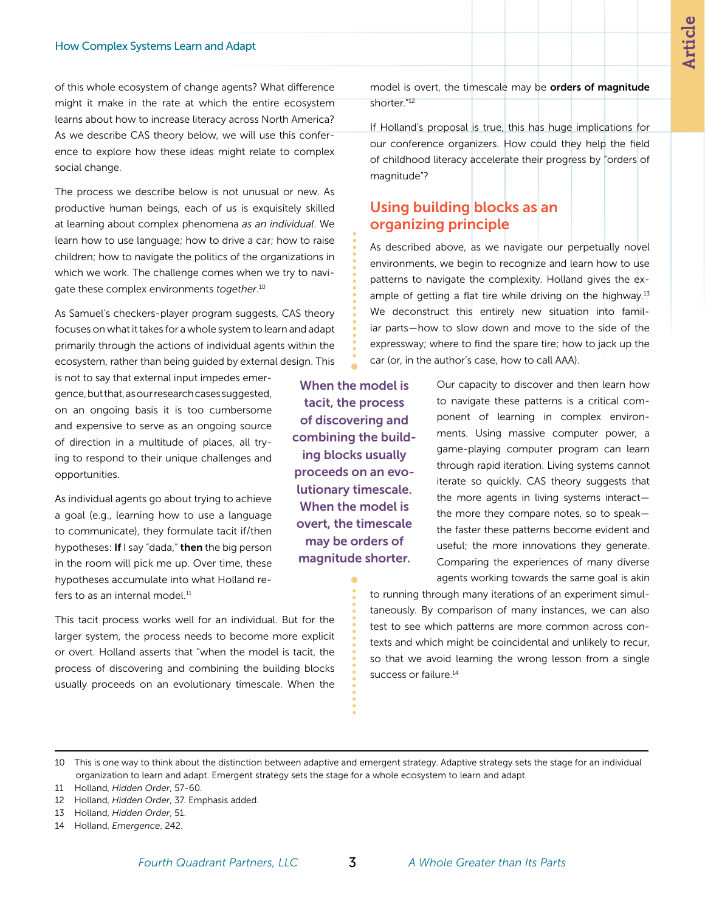of this whole ecosystem of change agents? What difference might it make in the rate at which the entire ecosystem learns about how to increase literacy across North America? As we describe CAS theory below, we will use this conference to explore how these ideas might relate to complex social change.

The process we describe below is not unusual or new. As productive human beings, each of us is exquisitely skilled at learning about complex phenomena *as an individual*. We learn how to use language; how to drive a car; how to raise children; how to navigate the politics of the organizations in which we work. The challenge comes when we try to navigate these complex environments *together*.[10]

As Samuel's checkers-player program suggests, CAS theory focuses on what it takes for a whole system to learn and adapt primarily through the actions of individual agents within the ecosystem, rather than being guided by external design. This is not to say that external input impedes emergence, but that, as our research cases suggested, on an ongoing basis it is too cumbersome and expensive to serve as an ongoing source of direction in a multitude of places, all trying to respond to their unique challenges and opportunities.

As individual agents go about trying to achieve a goal (e.g., learning how to use a language to communicate), they formulate tacit if/then hypotheses: **If** I say "dada," **then** the big person in the room will pick me up. Over time, these hypotheses accumulate into what Holland refers to as an internal model.[11]

This tacit process works well for an individual. But for the larger system, the process needs to become more explicit or overt. Holland asserts that "when the model is tacit, the process of discovering and combining the building blocks usually proceeds on an evolutionary timescale. When the model is overt, the timescale may be **orders of magnitude** shorter."[12]

If Holland's proposal is true, this has huge implications for our conference organizers. How could they help the field of childhood literacy accelerate their progress by "orders of magnitude"?

## Using building blocks as an organizing principle

As described above, as we navigate our perpetually novel environments, we begin to recognize and learn how to use patterns to navigate the complexity. Holland gives the example of getting a flat tire while driving on the highway.[13] We deconstruct this entirely new situation into familiar parts—how to slow down and move to the side of the expressway; where to find the spare tire; how to jack up the car (or, in the author's case, how to call AAA).

**When the model is tacit, the process of discovering and combining the building blocks usually proceeds on an evolutionary timescale. When the model is overt, the timescale may be orders of magnitude shorter.**

Our capacity to discover and then learn how to navigate these patterns is a critical component of learning in complex environments. Using massive computer power, a game-playing computer program can learn through rapid iteration. Living systems cannot iterate so quickly. CAS theory suggests that the more agents in living systems interact—the more they compare notes, so to speak—the faster these patterns become evident and useful; the more innovations they generate. Comparing the experiences of many diverse agents working towards the same goal is akin to running through many iterations of an experiment simultaneously. By comparison of many instances, we can also test to see which patterns are more common across contexts and which might be coincidental and unlikely to recur, so that we avoid learning the wrong lesson from a single success or failure.[14]

---

10 This is one way to think about the distinction between adaptive and emergent strategy. Adaptive strategy sets the stage for an individual organization to learn and adapt. Emergent strategy sets the stage for a whole ecosystem to learn and adapt.

11 Holland, *Hidden Order*, 57-60.

12 Holland, *Hidden Order*, 37. Emphasis added.

13 Holland, *Hidden Order*, 51.

14 Holland, *Emergence*, 242.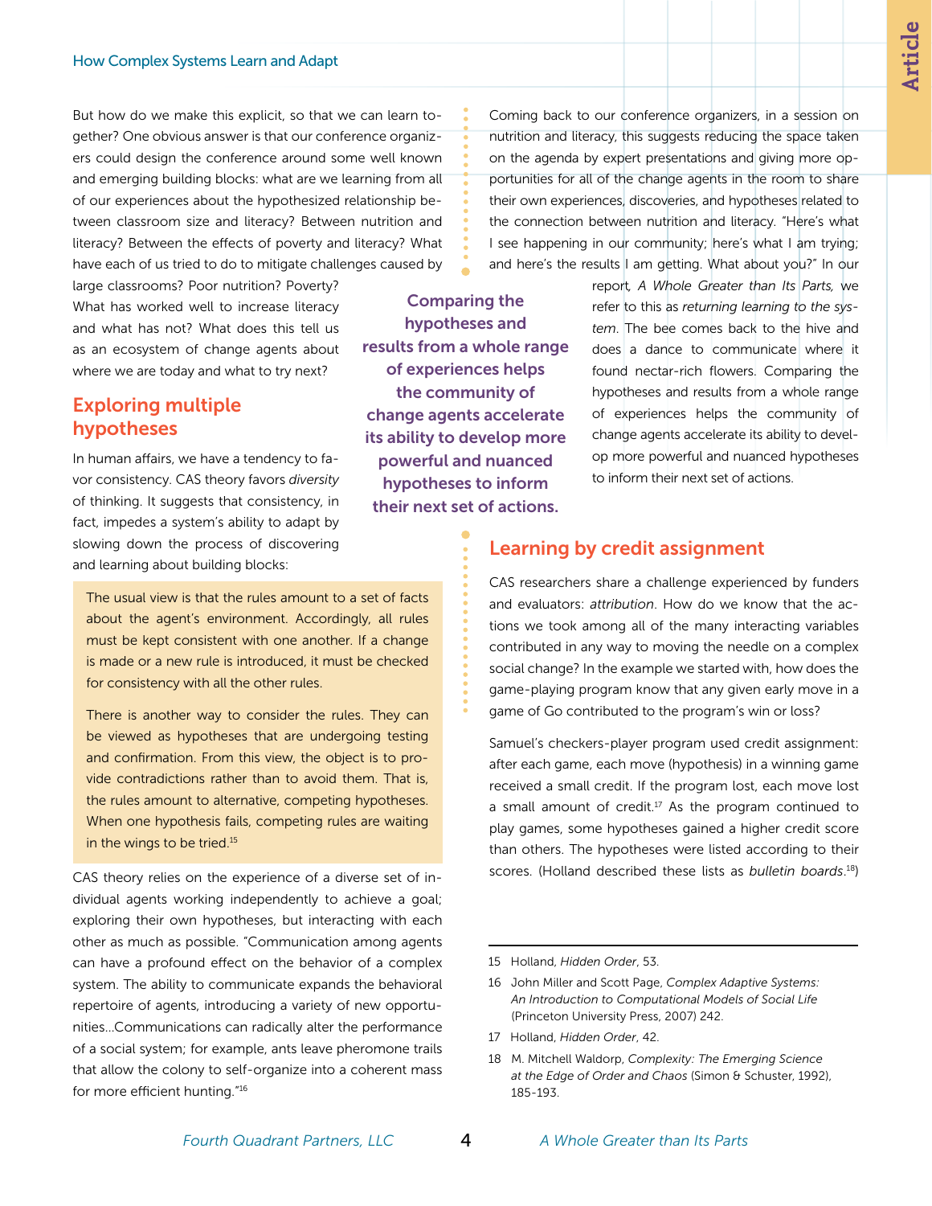But how do we make this explicit, so that we can learn together? One obvious answer is that our conference organizers could design the conference around some well known and emerging building blocks: what are we learning from all of our experiences about the hypothesized relationship between classroom size and literacy? Between nutrition and literacy? Between the effects of poverty and literacy? What have each of us tried to do to mitigate challenges caused by large classrooms? Poor nutrition? Poverty? What has worked well to increase literacy and what has not? What does this tell us as an ecosystem of change agents about where we are today and what to try next?

## Exploring multiple hypotheses

In human affairs, we have a tendency to favor consistency. CAS theory favors *diversity* of thinking. It suggests that consistency, in fact, impedes a system's ability to adapt by slowing down the process of discovering and learning about building blocks:

> The usual view is that the rules amount to a set of facts about the agent's environment. Accordingly, all rules must be kept consistent with one another. If a change is made or a new rule is introduced, it must be checked for consistency with all the other rules.
>
> There is another way to consider the rules. They can be viewed as hypotheses that are undergoing testing and confirmation. From this view, the object is to provide contradictions rather than to avoid them. That is, the rules amount to alternative, competing hypotheses. When one hypothesis fails, competing rules are waiting in the wings to be tried.[15]

CAS theory relies on the experience of a diverse set of individual agents working independently to achieve a goal; exploring their own hypotheses, but interacting with each other as much as possible. "Communication among agents can have a profound effect on the behavior of a complex system. The ability to communicate expands the behavioral repertoire of agents, introducing a variety of new opportunities...Communications can radically alter the performance of a social system; for example, ants leave pheromone trails that allow the colony to self-organize into a coherent mass for more efficient hunting."[16]

Coming back to our conference organizers, in a session on nutrition and literacy, this suggests reducing the space taken on the agenda by expert presentations and giving more opportunities for all of the change agents in the room to share their own experiences, discoveries, and hypotheses related to the connection between nutrition and literacy. "Here's what I see happening in our community; here's what I am trying; and here's the results I am getting. What about you?" In our report, *A Whole Greater than Its Parts,* we refer to this as *returning learning to the system*. The bee comes back to the hive and does a dance to communicate where it found nectar-rich flowers. Comparing the hypotheses and results from a whole range of experiences helps the community of change agents accelerate its ability to develop more powerful and nuanced hypotheses to inform their next set of actions.

**Comparing the hypotheses and results from a whole range of experiences helps the community of change agents accelerate its ability to develop more powerful and nuanced hypotheses to inform their next set of actions.**

## Learning by credit assignment

CAS researchers share a challenge experienced by funders and evaluators: *attribution*. How do we know that the actions we took among all of the many interacting variables contributed in any way to moving the needle on a complex social change? In the example we started with, how does the game-playing program know that any given early move in a game of Go contributed to the program's win or loss?

Samuel's checkers-player program used credit assignment: after each game, each move (hypothesis) in a winning game received a small credit. If the program lost, each move lost a small amount of credit.[17] As the program continued to play games, some hypotheses gained a higher credit score than others. The hypotheses were listed according to their scores. (Holland described these lists as *bulletin boards*.[18])

---

15 Holland, *Hidden Order*, 53.

16 John Miller and Scott Page, *Complex Adaptive Systems: An Introduction to Computational Models of Social Life* (Princeton University Press, 2007) 242.

17 Holland, *Hidden Order*, 42.

18 M. Mitchell Waldorp, *Complexity: The Emerging Science at the Edge of Order and Chaos* (Simon & Schuster, 1992), 185-193.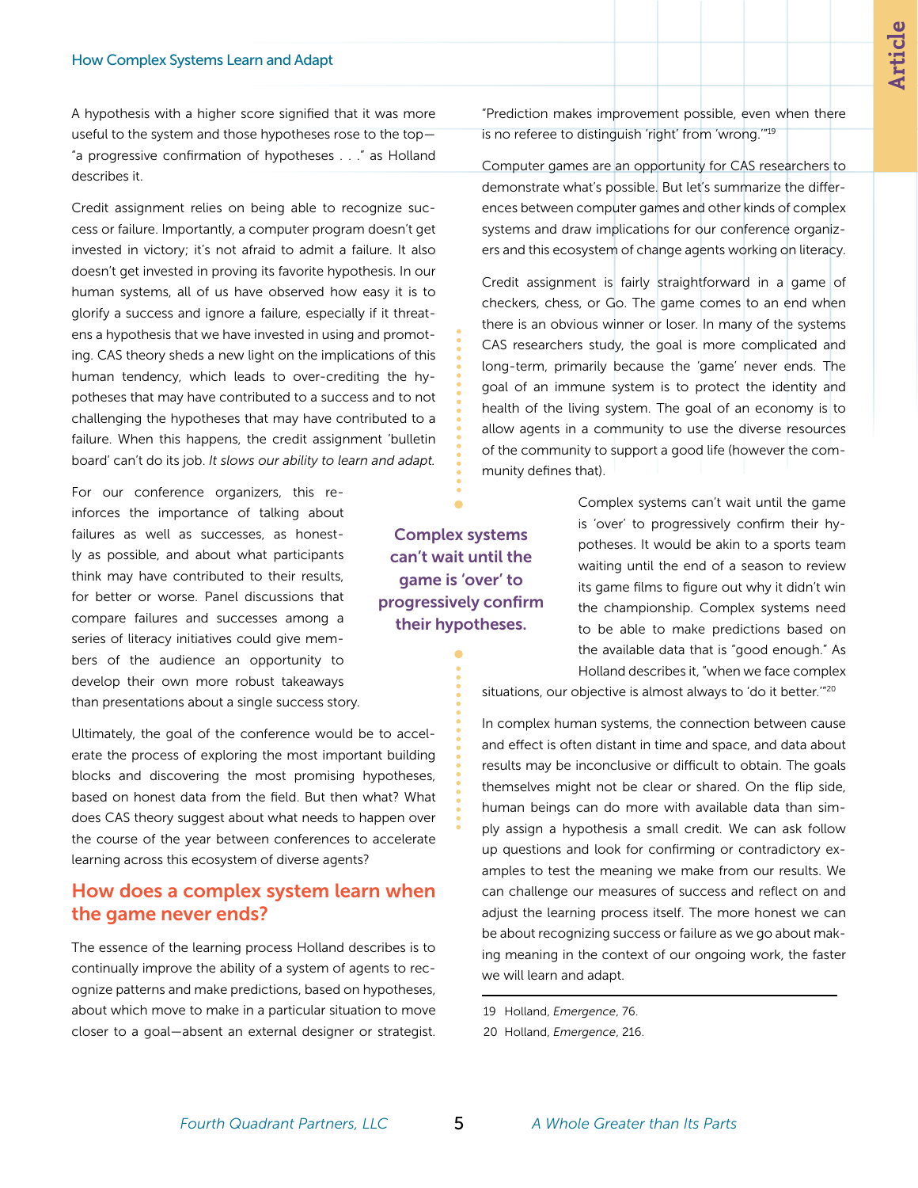A hypothesis with a higher score signified that it was more useful to the system and those hypotheses rose to the top—"a progressive confirmation of hypotheses . . ." as Holland describes it.

Credit assignment relies on being able to recognize success or failure. Importantly, a computer program doesn't get invested in victory; it's not afraid to admit a failure. It also doesn't get invested in proving its favorite hypothesis. In our human systems, all of us have observed how easy it is to glorify a success and ignore a failure, especially if it threatens a hypothesis that we have invested in using and promoting. CAS theory sheds a new light on the implications of this human tendency, which leads to over-crediting the hypotheses that may have contributed to a success and to not challenging the hypotheses that may have contributed to a failure. When this happens, the credit assignment 'bulletin board' can't do its job. *It slows our ability to learn and adapt.*

For our conference organizers, this reinforces the importance of talking about failures as well as successes, as honestly as possible, and about what participants think may have contributed to their results, for better or worse. Panel discussions that compare failures and successes among a series of literacy initiatives could give members of the audience an opportunity to develop their own more robust takeaways than presentations about a single success story.

Ultimately, the goal of the conference would be to accelerate the process of exploring the most important building blocks and discovering the most promising hypotheses, based on honest data from the field. But then what? What does CAS theory suggest about what needs to happen over the course of the year between conferences to accelerate learning across this ecosystem of diverse agents?

## How does a complex system learn when the game never ends?

The essence of the learning process Holland describes is to continually improve the ability of a system of agents to recognize patterns and make predictions, based on hypotheses, about which move to make in a particular situation to move closer to a goal—absent an external designer or strategist. "Prediction makes improvement possible, even when there is no referee to distinguish 'right' from 'wrong.'"[19]

Computer games are an opportunity for CAS researchers to demonstrate what's possible. But let's summarize the differences between computer games and other kinds of complex systems and draw implications for our conference organizers and this ecosystem of change agents working on literacy.

Credit assignment is fairly straightforward in a game of checkers, chess, or Go. The game comes to an end when there is an obvious winner or loser. In many of the systems CAS researchers study, the goal is more complicated and long-term, primarily because the 'game' never ends. The goal of an immune system is to protect the identity and health of the living system. The goal of an economy is to allow agents in a community to use the diverse resources of the community to support a good life (however the community defines that).

**Complex systems can't wait until the game is 'over' to progressively confirm their hypotheses.**

Complex systems can't wait until the game is 'over' to progressively confirm their hypotheses. It would be akin to a sports team waiting until the end of a season to review its game films to figure out why it didn't win the championship. Complex systems need to be able to make predictions based on the available data that is "good enough." As Holland describes it, "when we face complex situations, our objective is almost always to 'do it better.'"[20]

In complex human systems, the connection between cause and effect is often distant in time and space, and data about results may be inconclusive or difficult to obtain. The goals themselves might not be clear or shared. On the flip side, human beings can do more with available data than simply assign a hypothesis a small credit. We can ask follow up questions and look for confirming or contradictory examples to test the meaning we make from our results. We can challenge our measures of success and reflect on and adjust the learning process itself. The more honest we can be about recognizing success or failure as we go about making meaning in the context of our ongoing work, the faster we will learn and adapt.

---

19 Holland, *Emergence*, 76.

20 Holland, *Emergence*, 216.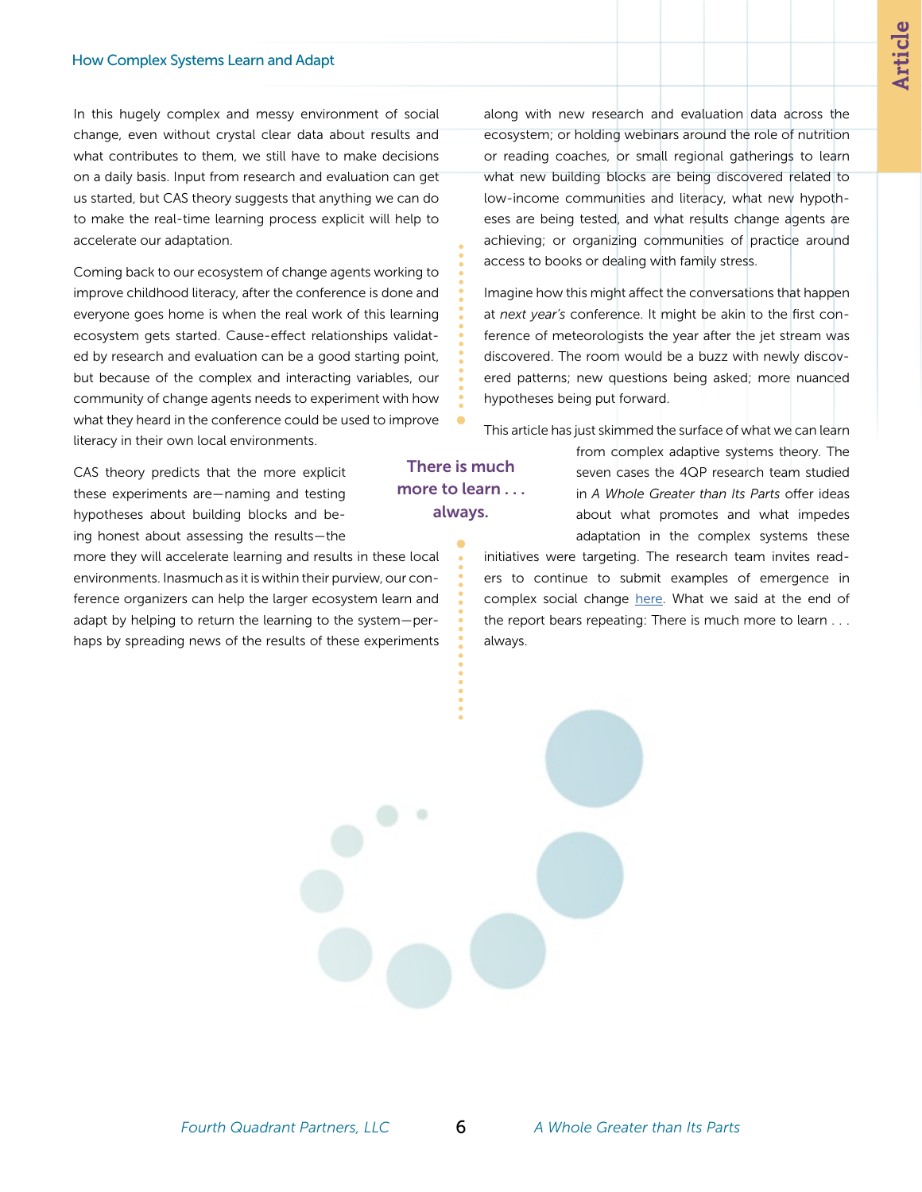In this hugely complex and messy environment of social change, even without crystal clear data about results and what contributes to them, we still have to make decisions on a daily basis. Input from research and evaluation can get us started, but CAS theory suggests that anything we can do to make the real-time learning process explicit will help to accelerate our adaptation.

Coming back to our ecosystem of change agents working to improve childhood literacy, after the conference is done and everyone goes home is when the real work of this learning ecosystem gets started. Cause-effect relationships validated by research and evaluation can be a good starting point, but because of the complex and interacting variables, our community of change agents needs to experiment with how what they heard in the conference could be used to improve literacy in their own local environments.

CAS theory predicts that the more explicit these experiments are—naming and testing hypotheses about building blocks and being honest about assessing the results—the more they will accelerate learning and results in these local environments. Inasmuch as it is within their purview, our conference organizers can help the larger ecosystem learn and adapt by helping to return the learning to the system—perhaps by spreading news of the results of these experiments along with new research and evaluation data across the ecosystem; or holding webinars around the role of nutrition or reading coaches, or small regional gatherings to learn what new building blocks are being discovered related to low-income communities and literacy, what new hypotheses are being tested, and what results change agents are achieving; or organizing communities of practice around access to books or dealing with family stress.

**There is much more to learn . . . always.**

Imagine how this might affect the conversations that happen at *next year's* conference. It might be akin to the first conference of meteorologists the year after the jet stream was discovered. The room would be a buzz with newly discovered patterns; new questions being asked; more nuanced hypotheses being put forward.

This article has just skimmed the surface of what we can learn from complex adaptive systems theory. The seven cases the 4QP research team studied in *A Whole Greater than Its Parts* offer ideas about what promotes and what impedes adaptation in the complex systems these initiatives were targeting. The research team invites readers to continue to submit examples of emergence in complex social change here. What we said at the end of the report bears repeating: There is much more to learn . . . always.